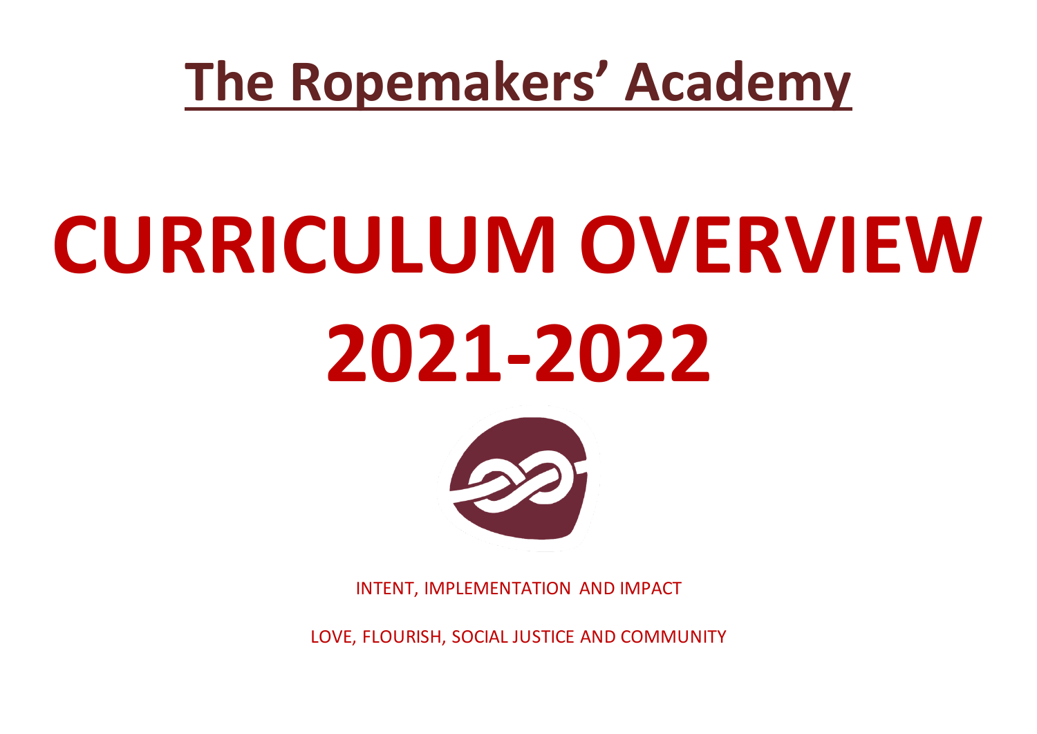# The Ropemakers' Academy

# CURRICULUM OVERVIEW 2021-2022

INTENT, IMPLEMENTATION AND IMPACT

LOVE, FLOURISH, SOCIAL JUSTICE AND COMMUNITY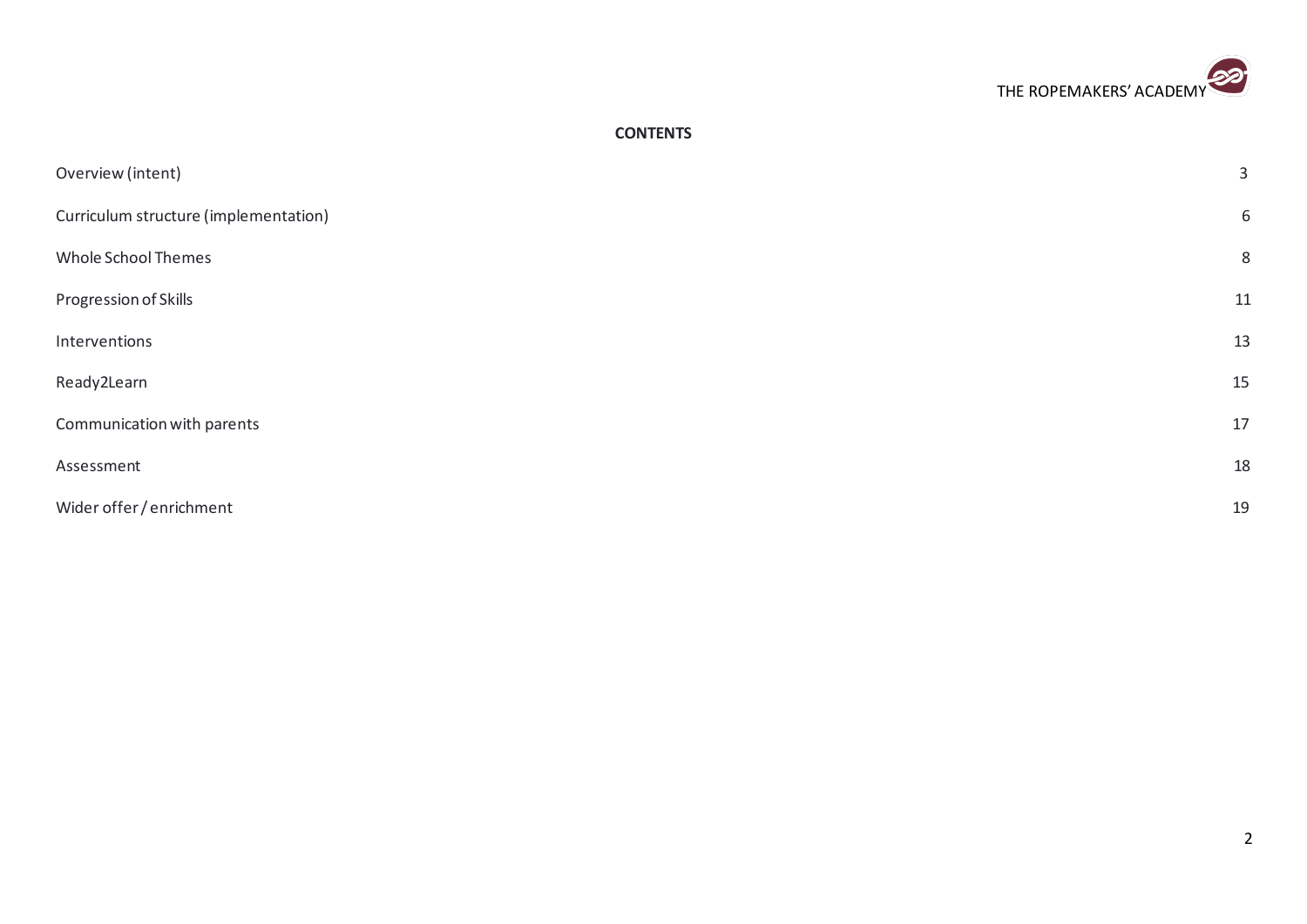**CONTENTS**

| | |
|---|---|
| Overview (intent) | 3 |
| Curriculum structure (implementation) | 6 |
| Whole School Themes | 8 |
| Progression of Skills | 11 |
| Interventions | 13 |
| Ready2Learn | 15 |
| Communication with parents | 17 |
| Assessment | 18 |
| Wider offer / enrichment | 19 |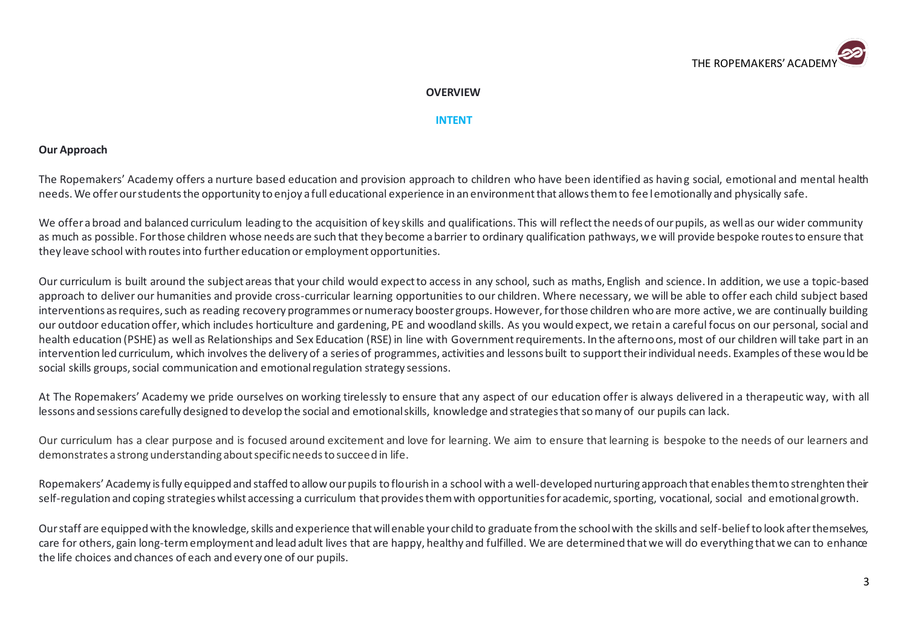## OVERVIEW

### INTENT

**Our Approach**

The Ropemakers' Academy offers a nurture based education and provision approach to children who have been identified as having social, emotional and mental health needs. We offer our students the opportunity to enjoy a full educational experience in an environment that allows them to fee l emotionally and physically safe.

We offer a broad and balanced curriculum leading to the acquisition of key skills and qualifications. This will reflect the needs of our pupils, as well as our wider community as much as possible. For those children whose needs are such that they become a barrier to ordinary qualification pathways, we will provide bespoke routes to ensure that they leave school with routes into further education or employment opportunities.

Our curriculum is built around the subject areas that your child would expect to access in any school, such as maths, English and science. In addition, we use a topic-based approach to deliver our humanities and provide cross-curricular learning opportunities to our children. Where necessary, we will be able to offer each child subject based interventions as requires, such as reading recovery programmes or numeracy booster groups. However, for those children who are more active, we are continually building our outdoor education offer, which includes horticulture and gardening, PE and woodland skills. As you would expect, we retain a careful focus on our personal, social and health education (PSHE) as well as Relationships and Sex Education (RSE) in line with Government requirements. In the afternoons, most of our children will take part in an intervention led curriculum, which involves the delivery of a series of programmes, activities and lessons built to support their individual needs. Examples of these would be social skills groups, social communication and emotional regulation strategy sessions.

At The Ropemakers' Academy we pride ourselves on working tirelessly to ensure that any aspect of our education offer is always delivered in a therapeutic way, with all lessons and sessions carefully designed to develop the social and emotional skills, knowledge and strategies that so many of our pupils can lack.

Our curriculum has a clear purpose and is focused around excitement and love for learning. We aim to ensure that learning is bespoke to the needs of our learners and demonstrates a strong understanding about specific needs to succeed in life.

Ropemakers' Academy is fully equipped and staffed to allow our pupils to flourish in a school with a well-developed nurturing approach that enables them to strenghten their self-regulation and coping strategies whilst accessing a curriculum that provides them with opportunities for academic, sporting, vocational, social and emotional growth.

Our staff are equipped with the knowledge, skills and experience that will enable your child to graduate from the school with the skills and self-belief to look after themselves, care for others, gain long-term employment and lead adult lives that are happy, healthy and fulfilled. We are determined that we will do everything that we can to enhance the life choices and chances of each and every one of our pupils.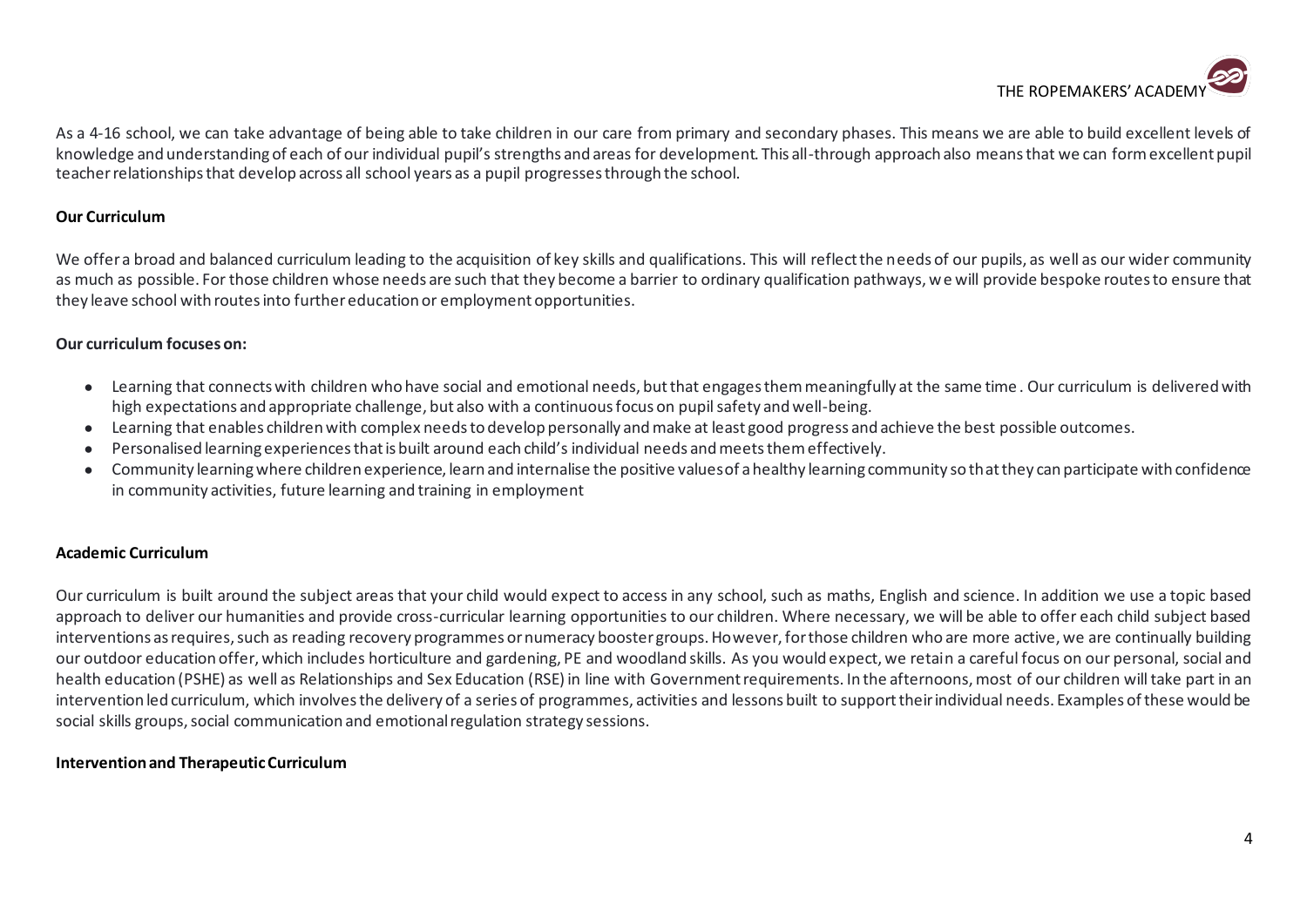As a 4-16 school, we can take advantage of being able to take children in our care from primary and secondary phases. This means we are able to build excellent levels of knowledge and understanding of each of our individual pupil's strengths and areas for development. This all-through approach also means that we can form excellent pupil teacher relationships that develop across all school years as a pupil progresses through the school.

**Our Curriculum**

We offer a broad and balanced curriculum leading to the acquisition of key skills and qualifications. This will reflect the needs of our pupils, as well as our wider community as much as possible. For those children whose needs are such that they become a barrier to ordinary qualification pathways, we will provide bespoke routes to ensure that they leave school with routes into further education or employment opportunities.

**Our curriculum focuses on:**

- Learning that connects with children who have social and emotional needs, but that engages them meaningfully at the same time. Our curriculum is delivered with high expectations and appropriate challenge, but also with a continuous focus on pupil safety and well-being.
- Learning that enables children with complex needs to develop personally and make at least good progress and achieve the best possible outcomes.
- Personalised learning experiences that is built around each child's individual needs and meets them effectively.
- Community learning where children experience, learn and internalise the positive values of a healthy learning community so that they can participate with confidence in community activities, future learning and training in employment

**Academic Curriculum**

Our curriculum is built around the subject areas that your child would expect to access in any school, such as maths, English and science. In addition we use a topic based approach to deliver our humanities and provide cross-curricular learning opportunities to our children. Where necessary, we will be able to offer each child subject based interventions as requires, such as reading recovery programmes or numeracy booster groups. However, for those children who are more active, we are continually building our outdoor education offer, which includes horticulture and gardening, PE and woodland skills. As you would expect, we retain a careful focus on our personal, social and health education (PSHE) as well as Relationships and Sex Education (RSE) in line with Government requirements. In the afternoons, most of our children will take part in an intervention led curriculum, which involves the delivery of a series of programmes, activities and lessons built to support their individual needs. Examples of these would be social skills groups, social communication and emotional regulation strategy sessions.

**Intervention and Therapeutic Curriculum**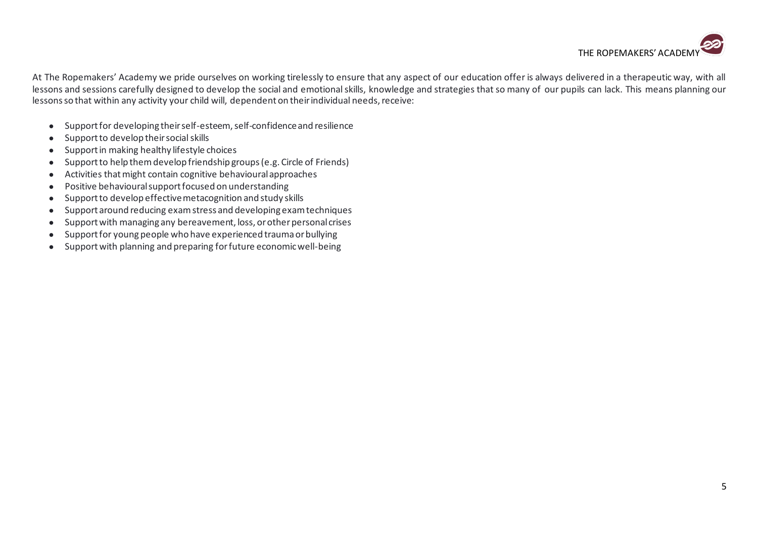At The Ropemakers' Academy we pride ourselves on working tirelessly to ensure that any aspect of our education offer is always delivered in a therapeutic way, with all lessons and sessions carefully designed to develop the social and emotional skills, knowledge and strategies that so many of our pupils can lack. This means planning our lessons so that within any activity your child will, dependent on their individual needs, receive:

- Support for developing their self-esteem, self-confidence and resilience
- Support to develop their social skills
- Support in making healthy lifestyle choices
- Support to help them develop friendship groups (e.g. Circle of Friends)
- Activities that might contain cognitive behavioural approaches
- Positive behavioural support focused on understanding
- Support to develop effective metacognition and study skills
- Support around reducing exam stress and developing exam techniques
- Support with managing any bereavement, loss, or other personal crises
- Support for young people who have experienced trauma or bullying
- Support with planning and preparing for future economic well-being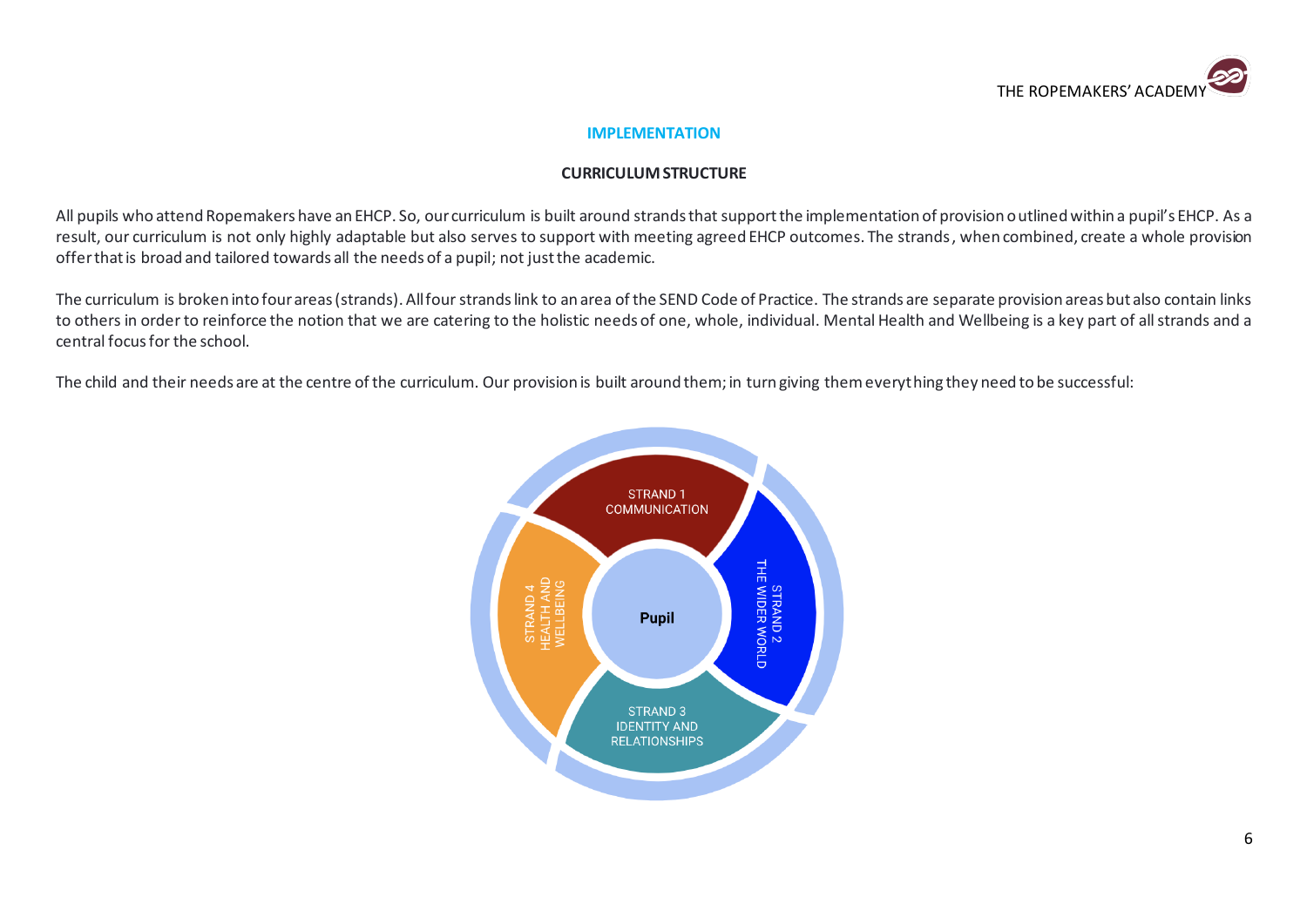## IMPLEMENTATION

### CURRICULUM STRUCTURE

All pupils who attend Ropemakers have an EHCP. So, our curriculum is built around strands that support the implementation of provision outlined within a pupil's EHCP. As a result, our curriculum is not only highly adaptable but also serves to support with meeting agreed EHCP outcomes. The strands, when combined, create a whole provision offer that is broad and tailored towards all the needs of a pupil; not just the academic.

The curriculum is broken into four areas (strands). All four strands link to an area of the SEND Code of Practice. The strands are separate provision areas but also contain links to others in order to reinforce the notion that we are catering to the holistic needs of one, whole, individual. Mental Health and Wellbeing is a key part of all strands and a central focus for the school.

The child and their needs are at the centre of the curriculum. Our provision is built around them; in turn giving them everything they need to be successful:

**Pupil**

- STRAND 1 COMMUNICATION
- STRAND 2 THE WIDER WORLD
- STRAND 3 IDENTITY AND RELATIONSHIPS
- STRAND 4 HEALTH AND WELLBEING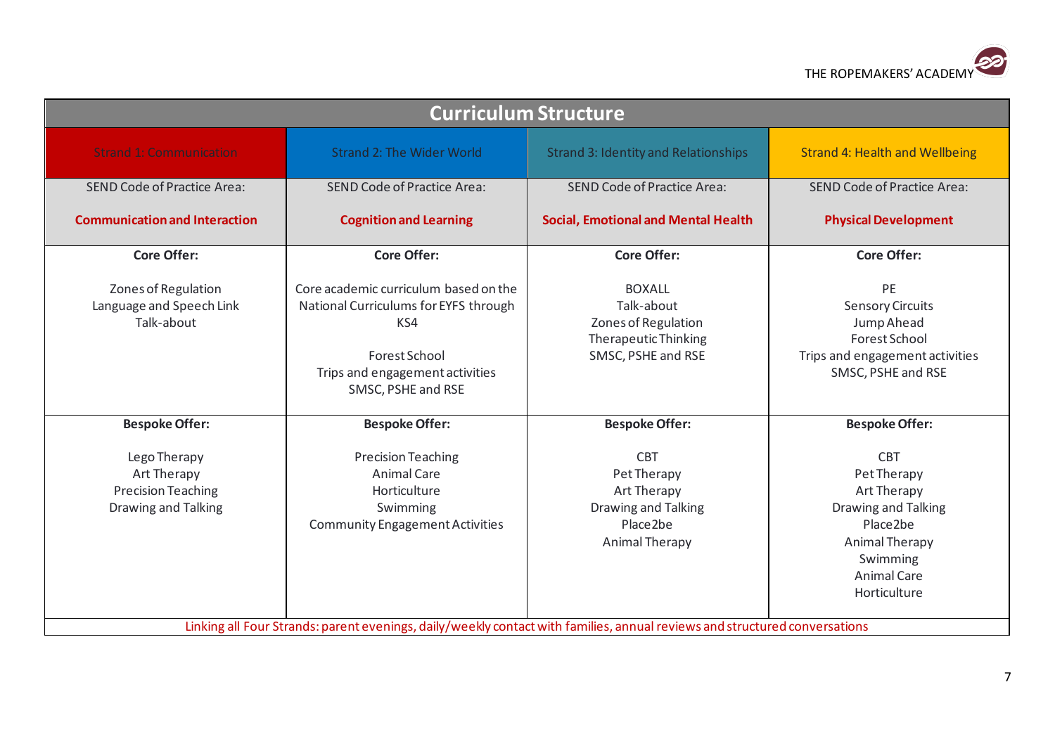## Curriculum Structure

| Strand 1: Communication | Strand 2: The Wider World | Strand 3: Identity and Relationships | Strand 4: Health and Wellbeing |
|---|---|---|---|
| SEND Code of Practice Area:<br><br>**Communication and Interaction** | SEND Code of Practice Area:<br><br>**Cognition and Learning** | SEND Code of Practice Area:<br><br>**Social, Emotional and Mental Health** | SEND Code of Practice Area:<br><br>**Physical Development** |
| **Core Offer:**<br><br>Zones of Regulation<br>Language and Speech Link<br>Talk-about | **Core Offer:**<br><br>Core academic curriculum based on the National Curriculums for EYFS through KS4<br><br>Forest School<br>Trips and engagement activities<br>SMSC, PSHE and RSE | **Core Offer:**<br><br>BOXALL<br>Talk-about<br>Zones of Regulation<br>Therapeutic Thinking<br>SMSC, PSHE and RSE | **Core Offer:**<br><br>PE<br>Sensory Circuits<br>Jump Ahead<br>Forest School<br>Trips and engagement activities<br>SMSC, PSHE and RSE |
| **Bespoke Offer:**<br><br>Lego Therapy<br>Art Therapy<br>Precision Teaching<br>Drawing and Talking | **Bespoke Offer:**<br><br>Precision Teaching<br>Animal Care<br>Horticulture<br>Swimming<br>Community Engagement Activities | **Bespoke Offer:**<br><br>CBT<br>Pet Therapy<br>Art Therapy<br>Drawing and Talking<br>Place2be<br>Animal Therapy | **Bespoke Offer:**<br><br>CBT<br>Pet Therapy<br>Art Therapy<br>Drawing and Talking<br>Place2be<br>Animal Therapy<br>Swimming<br>Animal Care<br>Horticulture |

Linking all Four Strands: parent evenings, daily/weekly contact with families, annual reviews and structured conversations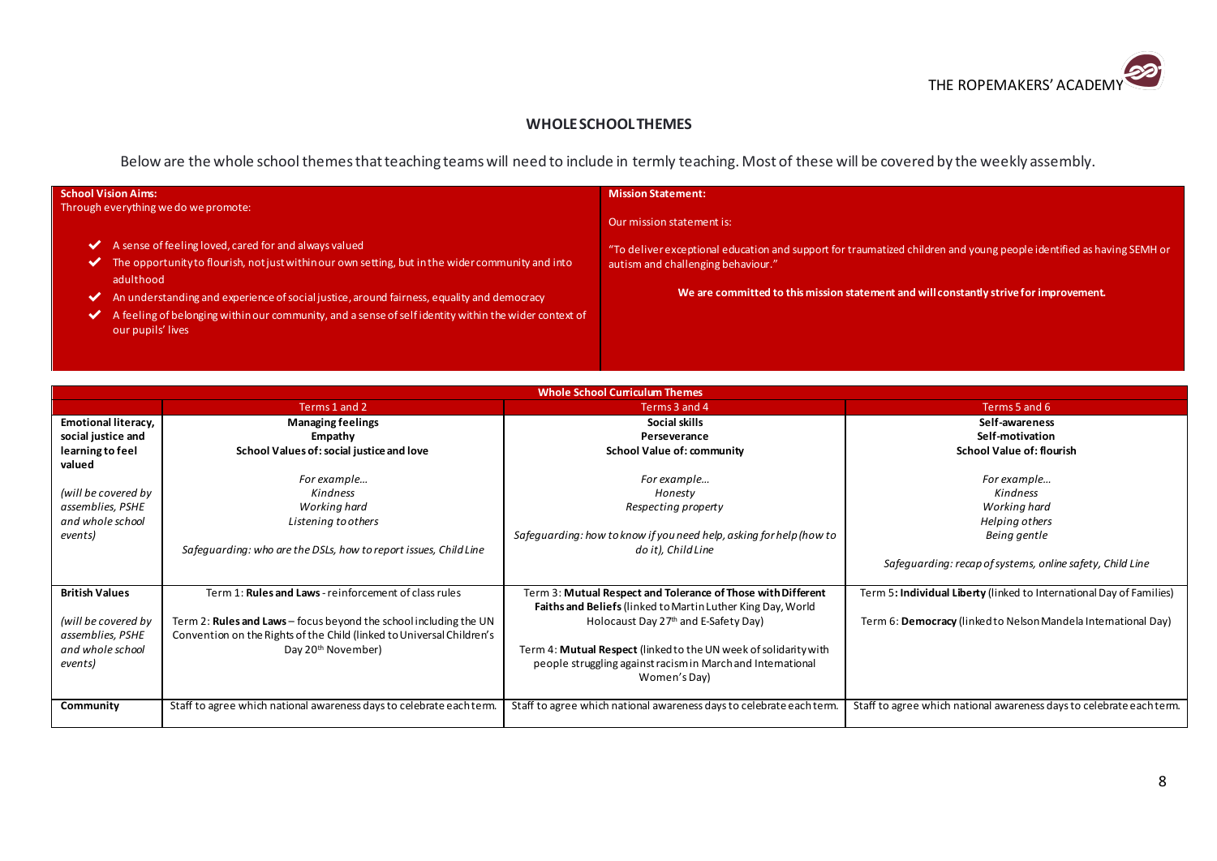## WHOLE SCHOOL THEMES

Below are the whole school themes that teaching teams will need to include in termly teaching. Most of these will be covered by the weekly assembly.

| **School Vision Aims:** | **Mission Statement:** |
|---|---|
| Through everything we do we promote:<br><br>✔ A sense of feeling loved, cared for and always valued<br>✔ The opportunity to flourish, not just within our own setting, but in the wider community and into adulthood<br>✔ An understanding and experience of social justice, around fairness, equality and democracy<br>✔ A feeling of belonging within our community, and a sense of self identity within the wider context of our pupils' lives | Our mission statement is:<br><br>"To deliver exceptional education and support for traumatized children and young people identified as having SEMH or autism and challenging behaviour."<br><br>**We are committed to this mission statement and will constantly strive for improvement.** |

| **Whole School Curriculum Themes** | | | |
|---|---|---|---|
| | Terms 1 and 2 | Terms 3 and 4 | Terms 5 and 6 |
| **Emotional literacy, social justice and learning to feel valued**<br><br>*(will be covered by assemblies, PSHE and whole school events)* | **Managing feelings**<br>**Empathy**<br>**School Values of: social justice and love**<br><br>*For example…*<br>*Kindness*<br>*Working hard*<br>*Listening to others*<br><br>*Safeguarding: who are the DSLs, how to report issues, Child Line* | **Social skills**<br>**Perseverance**<br>**School Value of: community**<br><br>*For example…*<br>*Honesty*<br>*Respecting property*<br><br>*Safeguarding: how to know if you need help, asking for help (how to do it), Child Line* | **Self-awareness**<br>**Self-motivation**<br>**School Value of: flourish**<br><br>*For example…*<br>*Kindness*<br>*Working hard*<br>*Helping others*<br>*Being gentle*<br><br>*Safeguarding: recap of systems, online safety, Child Line* |
| **British Values**<br><br>*(will be covered by assemblies, PSHE and whole school events)* | Term 1: **Rules and Laws** - reinforcement of class rules<br><br>Term 2: **Rules and Laws** – focus beyond the school including the UN Convention on the Rights of the Child (linked to Universal Children's Day 20th November) | Term 3: **Mutual Respect and Tolerance of Those with Different Faiths and Beliefs** (linked to Martin Luther King Day, World Holocaust Day 27th and E-Safety Day)<br><br>Term 4: **Mutual Respect** (linked to the UN week of solidarity with people struggling against racism in March and International Women's Day) | Term 5: **Individual Liberty** (linked to International Day of Families)<br><br>Term 6: **Democracy** (linked to Nelson Mandela International Day) |
| **Community** | Staff to agree which national awareness days to celebrate each term. | Staff to agree which national awareness days to celebrate each term. | Staff to agree which national awareness days to celebrate each term. |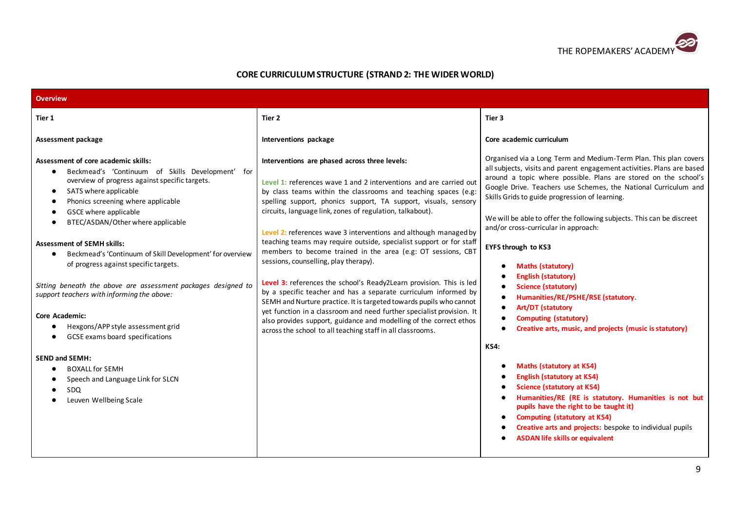## CORE CURRICULUM STRUCTURE (STRAND 2: THE WIDER WORLD)

### Overview

| Tier 1 | Tier 2 | Tier 3 |
|---|---|---|
| **Assessment package** | **Interventions package** | **Core academic curriculum** |
| **Assessment of core academic skills:**<br>• Beckmead's 'Continuum of Skills Development' for overview of progress against specific targets.<br>• SATS where applicable<br>• Phonics screening where applicable<br>• GSCE where applicable<br>• BTEC/ASDAN/Other where applicable<br><br>**Assessment of SEMH skills:**<br>• Beckmead's 'Continuum of Skill Development' for overview of progress against specific targets.<br><br>*Sitting beneath the above are assessment packages designed to support teachers with informing the above:*<br><br>**Core Academic:**<br>• Hexgons/APP style assessment grid<br>• GCSE exams board specifications<br><br>**SEND and SEMH:**<br>• BOXALL for SEMH<br>• Speech and Language Link for SLCN<br>• SDQ<br>• Leuven Wellbeing Scale | **Interventions are phased across three levels:**<br><br>Level 1: references wave 1 and 2 interventions and are carried out by class teams within the classrooms and teaching spaces (e.g: spelling support, phonics support, TA support, visuals, sensory circuits, language link, zones of regulation, talkabout).<br><br>Level 2: references wave 3 interventions and although managed by teaching teams may require outside, specialist support or for staff members to become trained in the area (e.g: OT sessions, CBT sessions, counselling, play therapy).<br><br>Level 3: references the school's Ready2Learn provision. This is led by a specific teacher and has a separate curriculum informed by SEMH and Nurture practice. It is targeted towards pupils who cannot yet function in a classroom and need further specialist provision. It also provides support, guidance and modelling of the correct ethos across the school to all teaching staff in all classrooms. | Organised via a Long Term and Medium-Term Plan. This plan covers all subjects, visits and parent engagement activities. Plans are based around a topic where possible. Plans are stored on the school's Google Drive. Teachers use Schemes, the National Curriculum and Skills Grids to guide progression of learning.<br><br>We will be able to offer the following subjects. This can be discreet and/or cross-curricular in approach:<br><br>**EYFS through to KS3**<br>• **Maths (statutory)**<br>• **English (statutory)**<br>• **Science (statutory)**<br>• **Humanities/RE/PSHE/RSE (statutory**.<br>• **Art/DT (statutory**<br>• **Computing (statutory)**<br>• **Creative arts, music, and projects (music is statutory)**<br><br>**KS4:**<br>• **Maths (statutory at KS4)**<br>• **English (statutory at KS4)**<br>• **Science (statutory at KS4)**<br>• **Humanities/RE (RE is statutory. Humanities is not but pupils have the right to be taught it)**<br>• **Computing (statutory at KS4)**<br>• **Creative arts and projects:** bespoke to individual pupils<br>• **ASDAN life skills or equivalent** |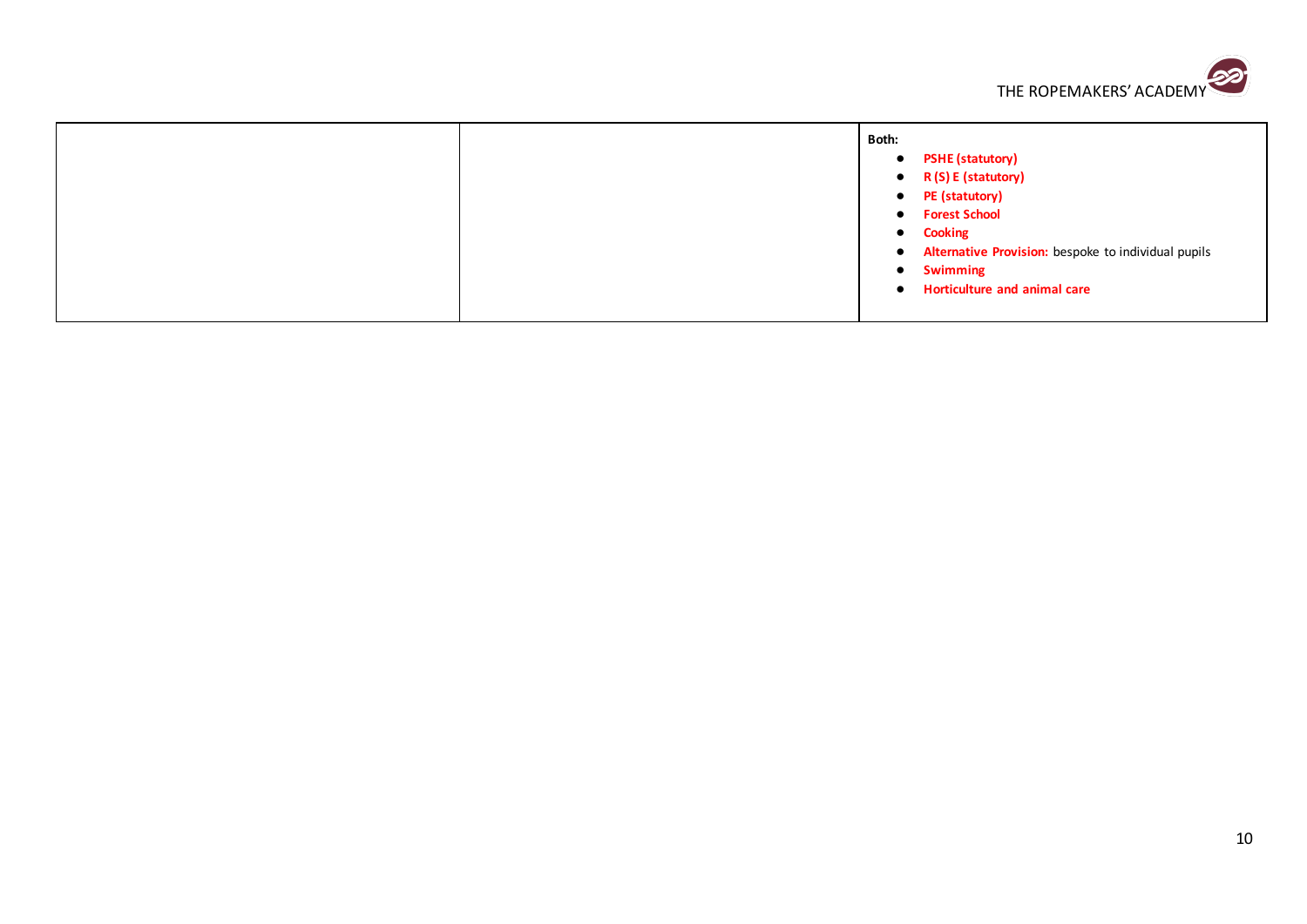| | | |
|---|---|---|
| | | **Both:**<br>• **PSHE (statutory)**<br>• **R (S) E (statutory)**<br>• **PE (statutory)**<br>• **Forest School**<br>• **Cooking**<br>• **Alternative Provision:** bespoke to individual pupils<br>• **Swimming**<br>• **Horticulture and animal care** |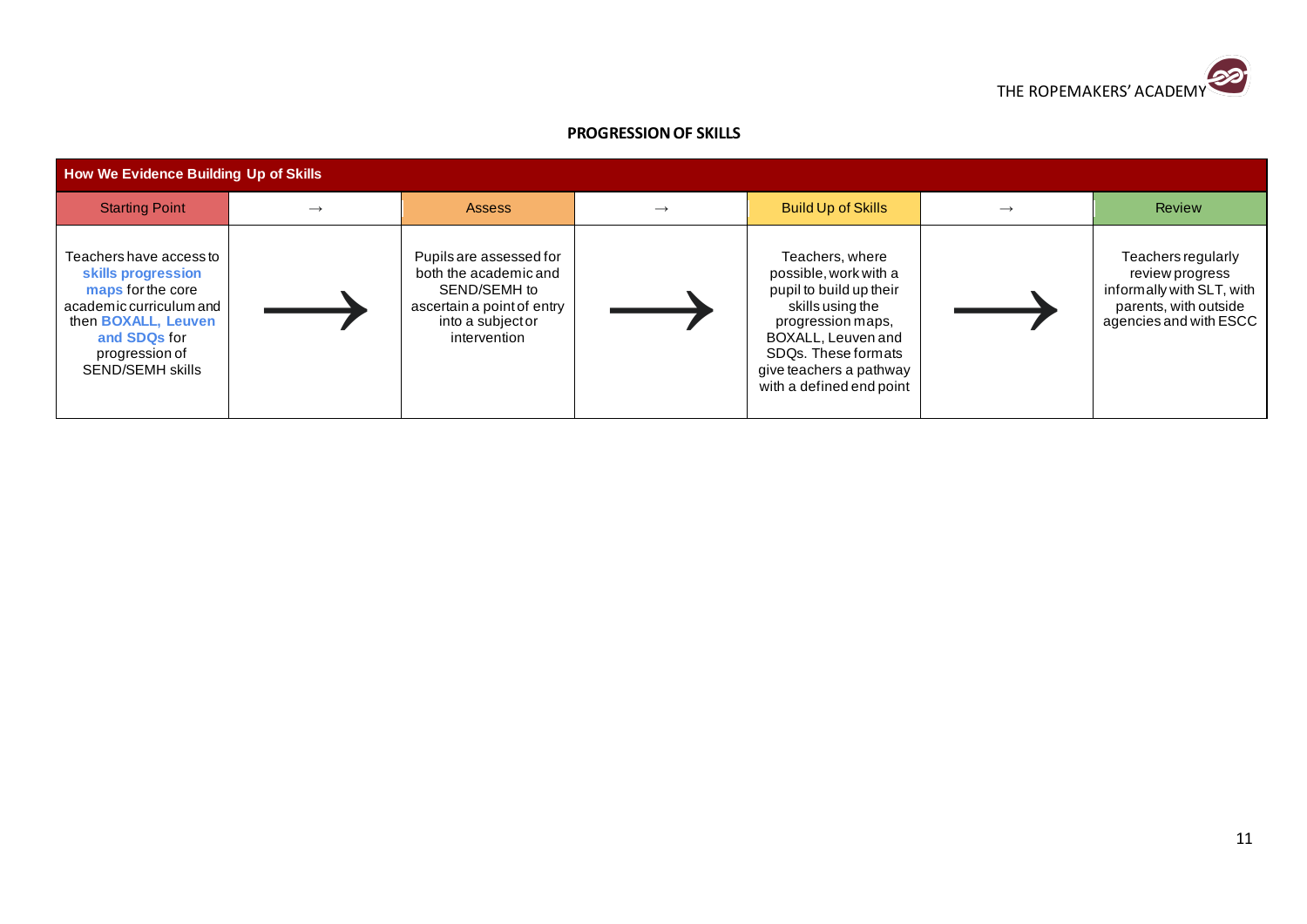THE ROPEMAKERS' ACADEMY

**PROGRESSION OF SKILLS**

| How We Evidence Building Up of Skills | | | | | | |
|---|---|---|---|---|---|---|
| Starting Point | → | Assess | → | Build Up of Skills | → | Review |
| Teachers have access to **skills progression maps** for the core academic curriculum and then **BOXALL, Leuven and SDQs** for progression of SEND/SEMH skills | ⟶ | Pupils are assessed for both the academic and SEND/SEMH to ascertain a point of entry into a subject or intervention | ⟶ | Teachers, where possible, work with a pupil to build up their skills using the progression maps, BOXALL, Leuven and SDQs. These formats give teachers a pathway with a defined end point | ⟶ | Teachers regularly review progress informally with SLT, with parents, with outside agencies and with ESCC |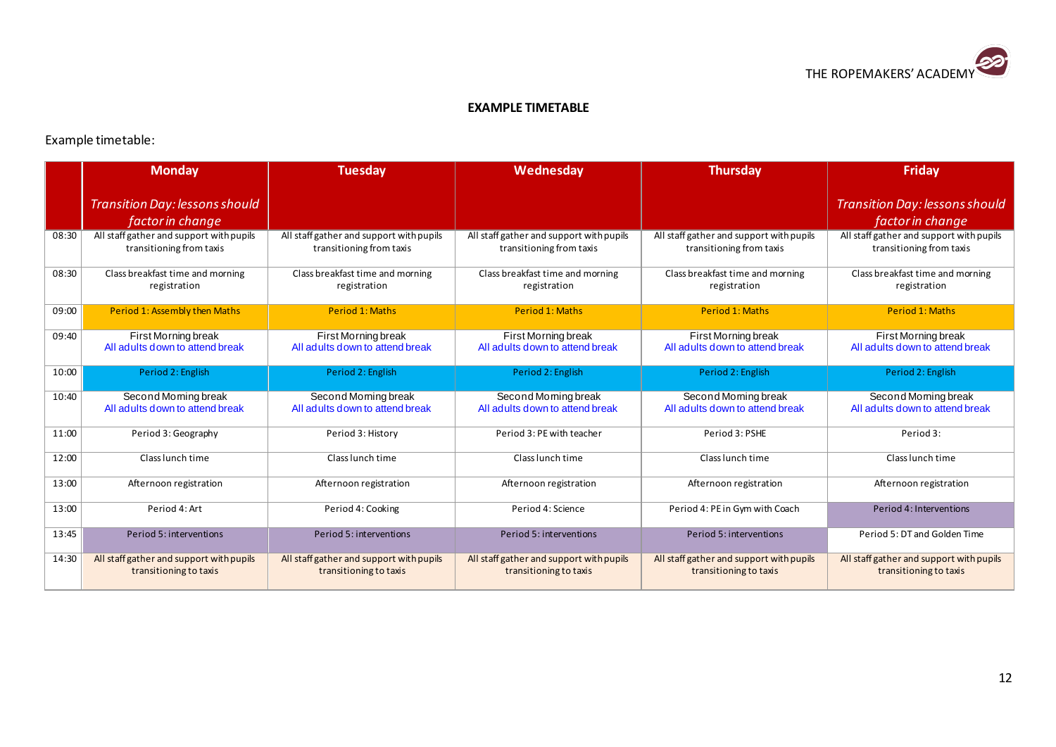# EXAMPLE TIMETABLE

Example timetable:

| | Monday<br>*Transition Day: lessons should factor in change* | Tuesday | Wednesday | Thursday | Friday<br>*Transition Day: lessons should factor in change* |
|---|---|---|---|---|---|
| 08:30 | All staff gather and support with pupils transitioning from taxis | All staff gather and support with pupils transitioning from taxis | All staff gather and support with pupils transitioning from taxis | All staff gather and support with pupils transitioning from taxis | All staff gather and support with pupils transitioning from taxis |
| 08:30 | Class breakfast time and morning registration | Class breakfast time and morning registration | Class breakfast time and morning registration | Class breakfast time and morning registration | Class breakfast time and morning registration |
| 09:00 | Period 1: Assembly then Maths | Period 1: Maths | Period 1: Maths | Period 1: Maths | Period 1: Maths |
| 09:40 | First Morning break<br>All adults down to attend break | First Morning break<br>All adults down to attend break | First Morning break<br>All adults down to attend break | First Morning break<br>All adults down to attend break | First Morning break<br>All adults down to attend break |
| 10:00 | Period 2: English | Period 2: English | Period 2: English | Period 2: English | Period 2: English |
| 10:40 | Second Morning break<br>All adults down to attend break | Second Morning break<br>All adults down to attend break | Second Morning break<br>All adults down to attend break | Second Morning break<br>All adults down to attend break | Second Morning break<br>All adults down to attend break |
| 11:00 | Period 3: Geography | Period 3: History | Period 3: PE with teacher | Period 3: PSHE | Period 3: |
| 12:00 | Class lunch time | Class lunch time | Class lunch time | Class lunch time | Class lunch time |
| 13:00 | Afternoon registration | Afternoon registration | Afternoon registration | Afternoon registration | Afternoon registration |
| 13:00 | Period 4: Art | Period 4: Cooking | Period 4: Science | Period 4: PE in Gym with Coach | Period 4: Interventions |
| 13:45 | Period 5: interventions | Period 5: interventions | Period 5: interventions | Period 5: interventions | Period 5: DT and Golden Time |
| 14:30 | All staff gather and support with pupils transitioning to taxis | All staff gather and support with pupils transitioning to taxis | All staff gather and support with pupils transitioning to taxis | All staff gather and support with pupils transitioning to taxis | All staff gather and support with pupils transitioning to taxis |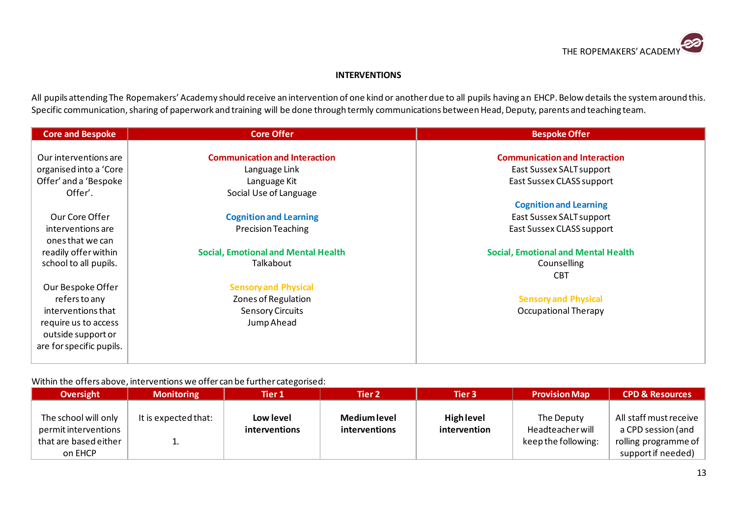## INTERVENTIONS

All pupils attending The Ropemakers' Academy should receive an intervention of one kind or another due to all pupils having an EHCP. Below details the system around this. Specific communication, sharing of paperwork and training will be done through termly communications between Head, Deputy, parents and teaching team.

| Core and Bespoke | Core Offer | Bespoke Offer |
|---|---|---|
| Our interventions are organised into a 'Core Offer' and a 'Bespoke Offer'.<br><br>Our Core Offer interventions are ones that we can readily offer within school to all pupils.<br><br>Our Bespoke Offer refers to any interventions that require us to access outside support or are for specific pupils. | **Communication and Interaction**<br>Language Link<br>Language Kit<br>Social Use of Language<br><br>**Cognition and Learning**<br>Precision Teaching<br><br>**Social, Emotional and Mental Health**<br>Talkabout<br><br>**Sensory and Physical**<br>Zones of Regulation<br>Sensory Circuits<br>Jump Ahead | **Communication and Interaction**<br>East Sussex SALT support<br>East Sussex CLASS support<br><br>**Cognition and Learning**<br>East Sussex SALT support<br>East Sussex CLASS support<br><br>**Social, Emotional and Mental Health**<br>Counselling<br>CBT<br><br>**Sensory and Physical**<br>Occupational Therapy |

Within the offers above, interventions we offer can be further categorised:

| Oversight | Monitoring | Tier 1 | Tier 2 | Tier 3 | Provision Map | CPD & Resources |
|---|---|---|---|---|---|---|
| The school will only permit interventions that are based either on EHCP | It is expected that:<br><br>1. | **Low level interventions** | **Medium level interventions** | **High level intervention** | The Deputy Headteacher will keep the following: | All staff must receive a CPD session (and rolling programme of support if needed) |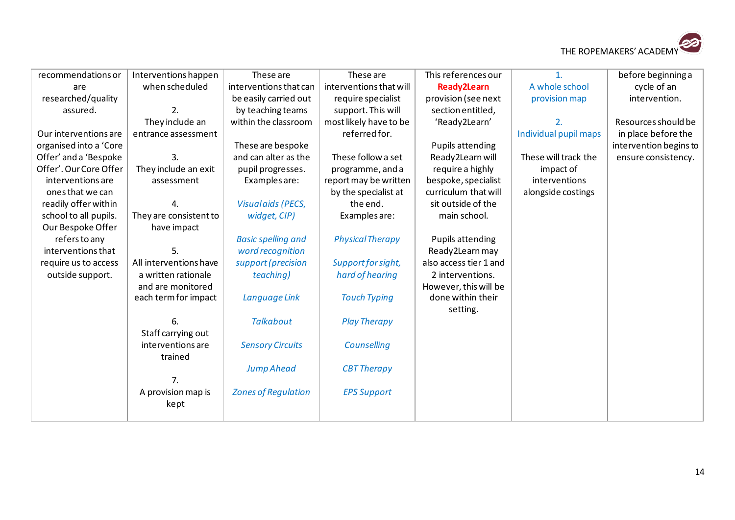| | | | | | | |
|---|---|---|---|---|---|---|
| recommendations or are researched/quality assured.<br><br>Our interventions are organised into a 'Core Offer' and a 'Bespoke Offer'. Our Core Offer interventions are ones that we can readily offer within school to all pupils. Our Bespoke Offer refers to any interventions that require us to access outside support. | Interventions happen when scheduled<br><br>2.<br>They include an entrance assessment<br><br>3.<br>They include an exit assessment<br><br>4.<br>They are consistent to have impact<br><br>5.<br>All interventions have a written rationale and are monitored each term for impact<br><br>6.<br>Staff carrying out interventions are trained<br><br>7.<br>A provision map is kept | These are interventions that can be easily carried out by teaching teams within the classroom<br><br>These are bespoke and can alter as the pupil progresses. Examples are:<br><br>*Visual aids (PECS, widget, CIP)*<br><br>*Basic spelling and word recognition support (precision teaching)*<br><br>*Language Link*<br><br>*Talkabout*<br><br>*Sensory Circuits*<br><br>*Jump Ahead*<br><br>*Zones of Regulation* | These are interventions that will require specialist support. This will most likely have to be referred for.<br><br>These follow a set programme, and a report may be written by the specialist at the end.<br>Examples are:<br><br>*Physical Therapy*<br><br>*Support for sight, hard of hearing*<br><br>*Touch Typing*<br><br>*Play Therapy*<br><br>*Counselling*<br><br>*CBT Therapy*<br><br>*EPS Support* | This references our **Ready2Learn** provision (see next section entitled, 'Ready2Learn'<br><br>Pupils attending Ready2Learn will require a highly bespoke, specialist curriculum that will sit outside of the main school.<br><br>Pupils attending Ready2Learn may also access tier 1 and 2 interventions. However, this will be done within their setting. | 1.<br>A whole school provision map<br><br>2.<br>Individual pupil maps<br><br>These will track the impact of interventions alongside costings | before beginning a cycle of an intervention.<br><br>Resources should be in place before the intervention begins to ensure consistency. |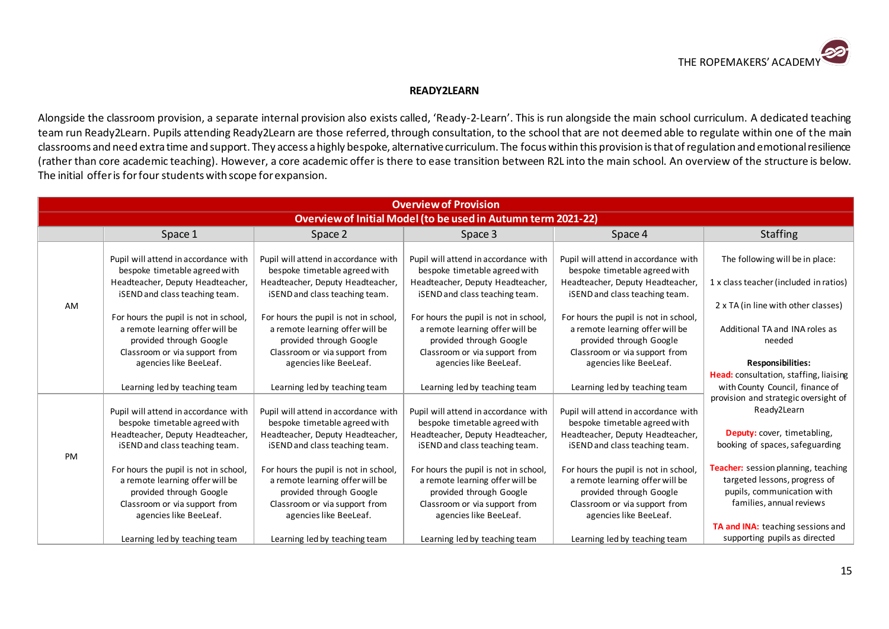## READY2LEARN

Alongside the classroom provision, a separate internal provision also exists called, 'Ready-2-Learn'. This is run alongside the main school curriculum. A dedicated teaching team run Ready2Learn. Pupils attending Ready2Learn are those referred, through consultation, to the school that are not deemed able to regulate within one of the main classrooms and need extra time and support. They access a highly bespoke, alternative curriculum. The focus within this provision is that of regulation and emotional resilience (rather than core academic teaching). However, a core academic offer is there to ease transition between R2L into the main school. An overview of the structure is below. The initial offer is for four students with scope for expansion.

| Overview of Provision | | | | | |
|---|---|---|---|---|---|
| **Overview of Initial Model (to be used in Autumn term 2021-22)** | | | | | |
| | Space 1 | Space 2 | Space 3 | Space 4 | Staffing |
| AM | Pupil will attend in accordance with bespoke timetable agreed with Headteacher, Deputy Headteacher, iSEND and class teaching team.<br><br>For hours the pupil is not in school, a remote learning offer will be provided through Google Classroom or via support from agencies like BeeLeaf.<br><br>Learning led by teaching team | Pupil will attend in accordance with bespoke timetable agreed with Headteacher, Deputy Headteacher, iSEND and class teaching team.<br><br>For hours the pupil is not in school, a remote learning offer will be provided through Google Classroom or via support from agencies like BeeLeaf.<br><br>Learning led by teaching team | Pupil will attend in accordance with bespoke timetable agreed with Headteacher, Deputy Headteacher, iSEND and class teaching team.<br><br>For hours the pupil is not in school, a remote learning offer will be provided through Google Classroom or via support from agencies like BeeLeaf.<br><br>Learning led by teaching team | Pupil will attend in accordance with bespoke timetable agreed with Headteacher, Deputy Headteacher, iSEND and class teaching team.<br><br>For hours the pupil is not in school, a remote learning offer will be provided through Google Classroom or via support from agencies like BeeLeaf.<br><br>Learning led by teaching team | The following will be in place:<br><br>1 x class teacher (included in ratios)<br><br>2 x TA (in line with other classes)<br><br>Additional TA and INA roles as needed<br><br>**Responsibilities:**<br>**Head:** consultation, staffing, liaising with County Council, finance of provision and strategic oversight of Ready2Learn<br><br>**Deputy:** cover, timetabling, booking of spaces, safeguarding<br><br>**Teacher:** session planning, teaching targeted lessons, progress of pupils, communication with families, annual reviews<br><br>**TA and INA:** teaching sessions and supporting pupils as directed |
| PM | Pupil will attend in accordance with bespoke timetable agreed with Headteacher, Deputy Headteacher, iSEND and class teaching team.<br><br>For hours the pupil is not in school, a remote learning offer will be provided through Google Classroom or via support from agencies like BeeLeaf.<br><br>Learning led by teaching team | Pupil will attend in accordance with bespoke timetable agreed with Headteacher, Deputy Headteacher, iSEND and class teaching team.<br><br>For hours the pupil is not in school, a remote learning offer will be provided through Google Classroom or via support from agencies like BeeLeaf.<br><br>Learning led by teaching team | Pupil will attend in accordance with bespoke timetable agreed with Headteacher, Deputy Headteacher, iSEND and class teaching team.<br><br>For hours the pupil is not in school, a remote learning offer will be provided through Google Classroom or via support from agencies like BeeLeaf.<br><br>Learning led by teaching team | Pupil will attend in accordance with bespoke timetable agreed with Headteacher, Deputy Headteacher, iSEND and class teaching team.<br><br>For hours the pupil is not in school, a remote learning offer will be provided through Google Classroom or via support from agencies like BeeLeaf.<br><br>Learning led by teaching team | |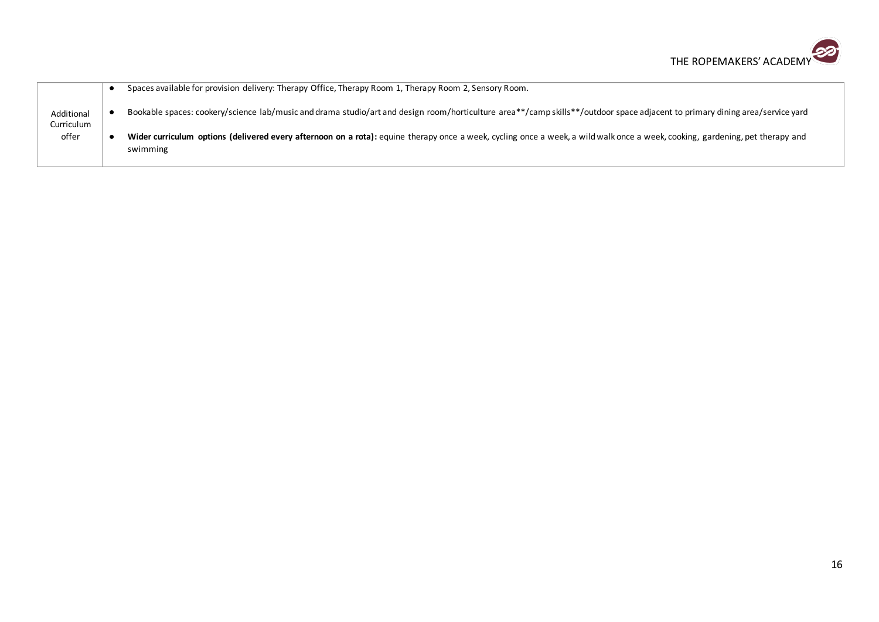| Additional Curriculum offer | <ul><li>Spaces available for provision delivery: Therapy Office, Therapy Room 1, Therapy Room 2, Sensory Room.</li><li>Bookable spaces: cookery/science lab/music and drama studio/art and design room/horticulture area**/camp skills**/outdoor space adjacent to primary dining area/service yard</li><li>**Wider curriculum options (delivered every afternoon on a rota):** equine therapy once a week, cycling once a week, a wild walk once a week, cooking, gardening, pet therapy and swimming</li></ul> |
|---|---|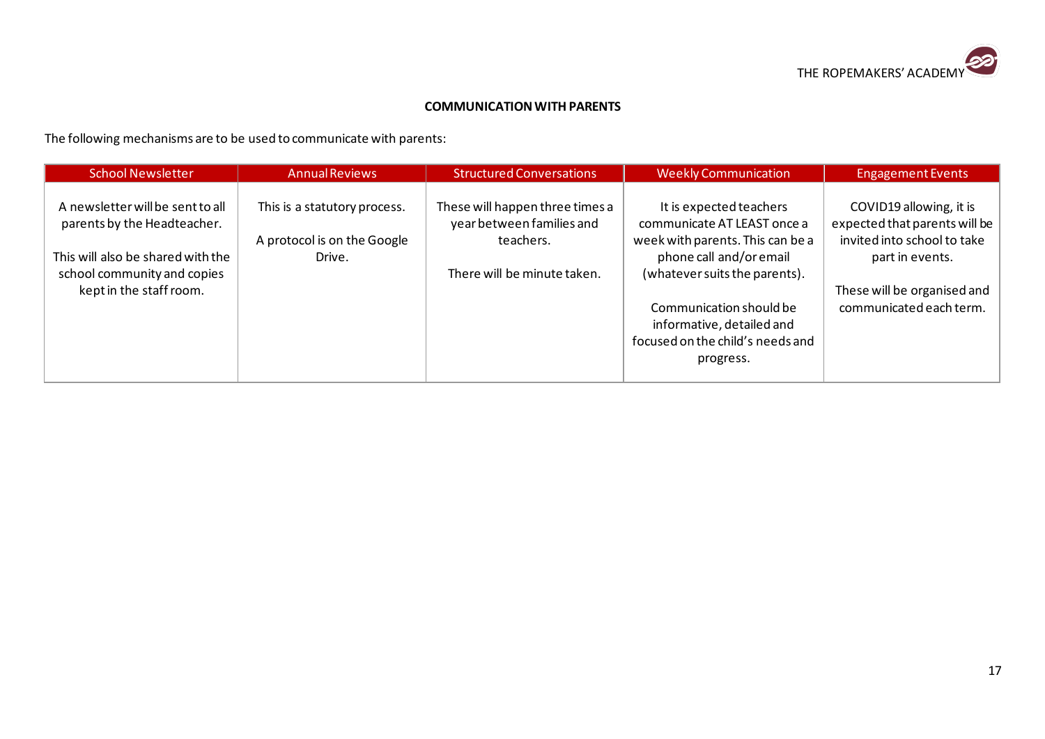## COMMUNICATION WITH PARENTS

The following mechanisms are to be used to communicate with parents:

| School Newsletter | Annual Reviews | Structured Conversations | Weekly Communication | Engagement Events |
|---|---|---|---|---|
| A newsletter will be sent to all parents by the Headteacher.<br><br>This will also be shared with the school community and copies kept in the staff room. | This is a statutory process.<br><br>A protocol is on the Google Drive. | These will happen three times a year between families and teachers.<br><br>There will be minute taken. | It is expected teachers communicate AT LEAST once a week with parents. This can be a phone call and/or email (whatever suits the parents).<br><br>Communication should be informative, detailed and focused on the child's needs and progress. | COVID19 allowing, it is expected that parents will be invited into school to take part in events.<br><br>These will be organised and communicated each term. |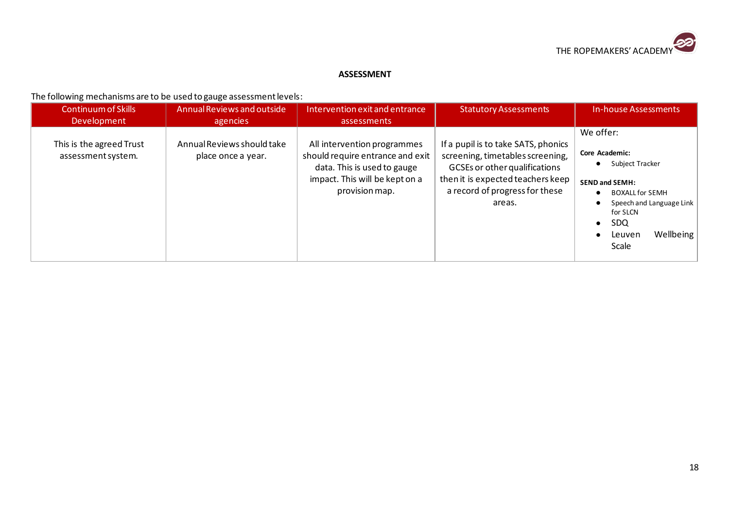# ASSESSMENT

The following mechanisms are to be used to gauge assessment levels:

| Continuum of Skills Development | Annual Reviews and outside agencies | Intervention exit and entrance assessments | Statutory Assessments | In-house Assessments |
|---|---|---|---|---|
| This is the agreed Trust assessment system. | Annual Reviews should take place once a year. | All intervention programmes should require entrance and exit data. This is used to gauge impact. This will be kept on a provision map. | If a pupil is to take SATS, phonics screening, timetables screening, GCSEs or other qualifications then it is expected teachers keep a record of progress for these areas. | We offer:<br><br>**Core Academic:**<br>• Subject Tracker<br><br>**SEND and SEMH:**<br>• BOXALL for SEMH<br>• Speech and Language Link for SLCN<br>• SDQ<br>• Leuven Wellbeing Scale |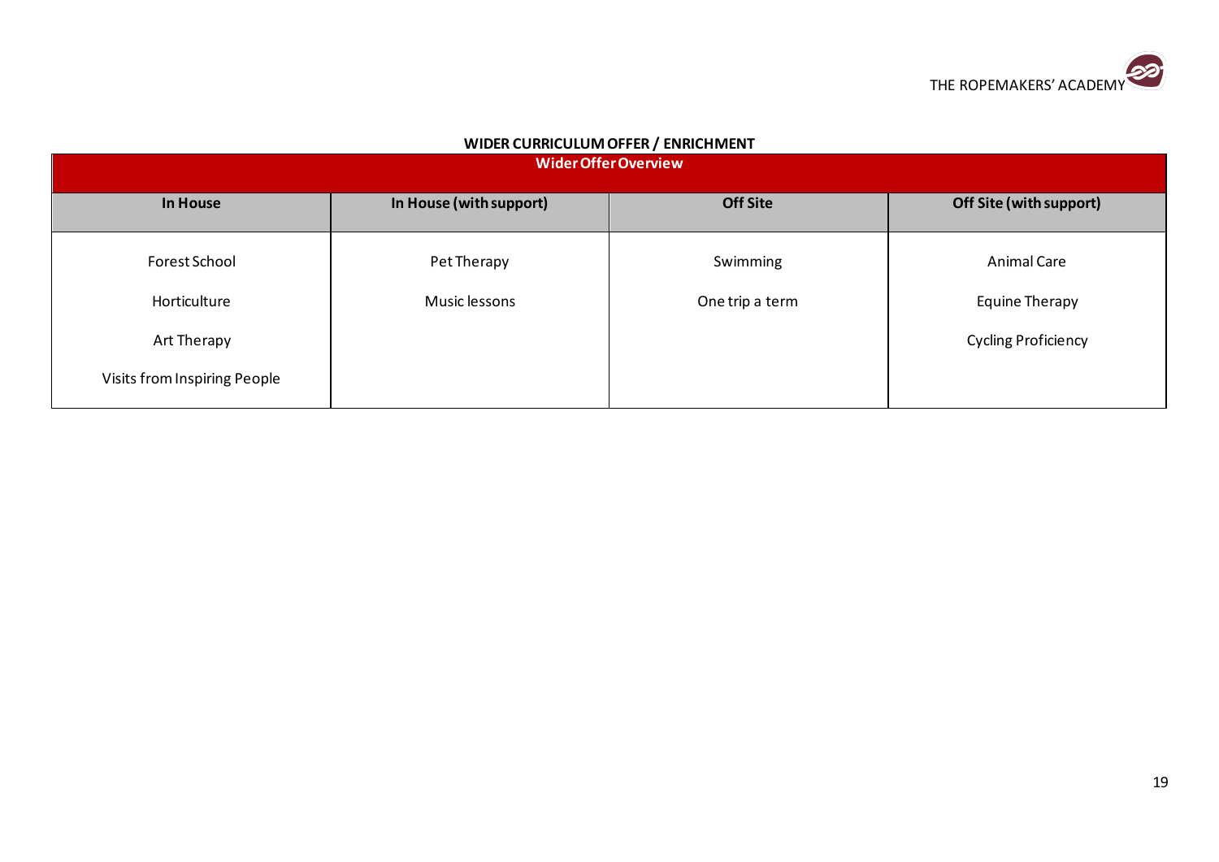## WIDER CURRICULUM OFFER / ENRICHMENT

| Wider Offer Overview | | | |
|---|---|---|---|
| **In House** | **In House (with support)** | **Off Site** | **Off Site (with support)** |
| Forest School | Pet Therapy | Swimming | Animal Care |
| Horticulture | Music lessons | One trip a term | Equine Therapy |
| Art Therapy | | | Cycling Proficiency |
| Visits from Inspiring People | | | |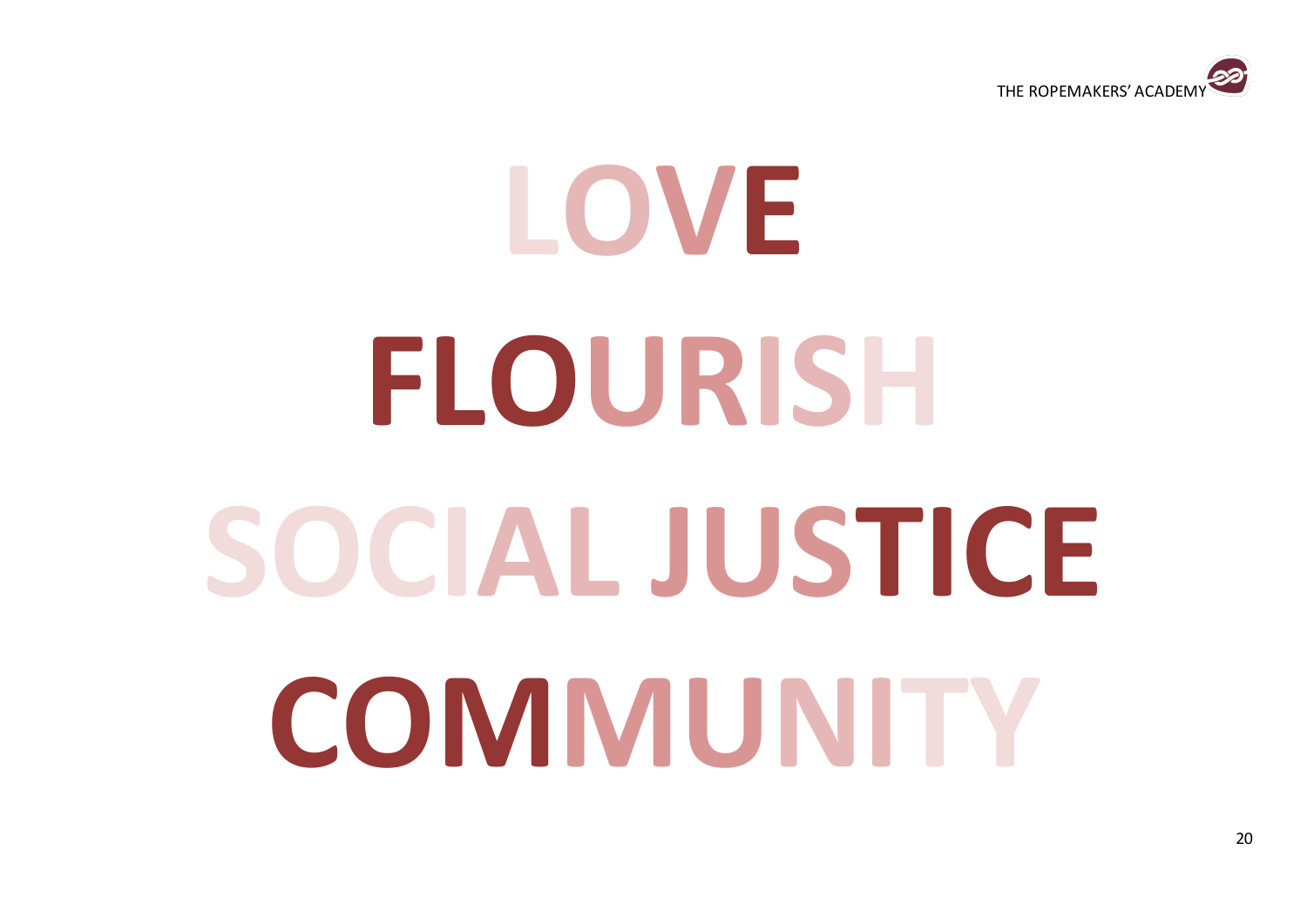# LOVE

# FLOURISH

# SOCIAL JUSTICE

# COMMUNITY